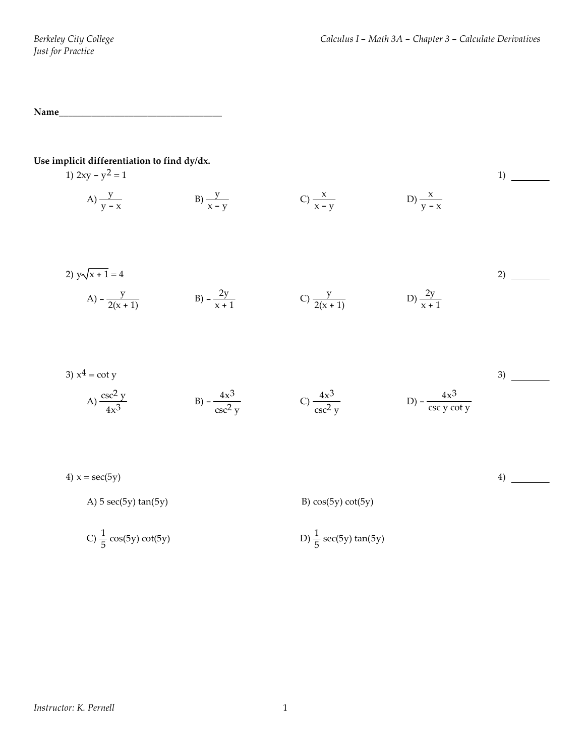Name___________________________________

**Use implicit differentiation to find dy/dx.**

1) $2xy - y^2 = 1$

1) ________

A) $\dfrac{y}{y - x}$  B) $\dfrac{y}{x - y}$  C) $\dfrac{x}{x - y}$  D) $\dfrac{x}{y - x}$

2) $y\sqrt{x + 1} = 4$

2) ________

A) $-\dfrac{y}{2(x + 1)}$  B) $-\dfrac{2y}{x + 1}$  C) $\dfrac{y}{2(x + 1)}$  D) $\dfrac{2y}{x + 1}$

3) $x^4 = \cot y$

3) ________

A) $\dfrac{\csc^2 y}{4x^3}$  B) $-\dfrac{4x^3}{\csc^2 y}$  C) $\dfrac{4x^3}{\csc^2 y}$  D) $-\dfrac{4x^3}{\csc y \cot y}$

4) $x = \sec(5y)$

4) ________

A) $5 \sec(5y) \tan(5y)$

B) $\cos(5y) \cot(5y)$

C) $\dfrac{1}{5} \cos(5y) \cot(5y)$

D) $\dfrac{1}{5} \sec(5y) \tan(5y)$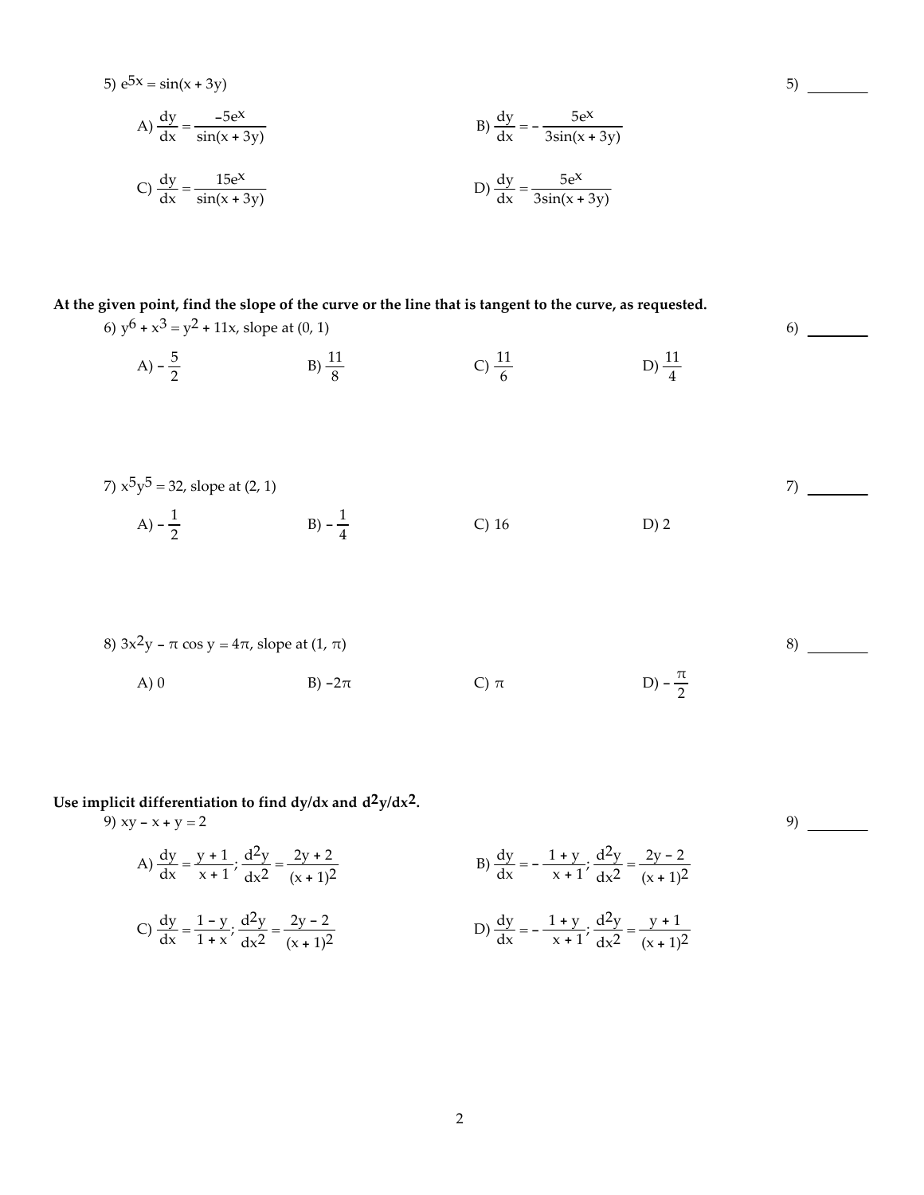5) $e^{5x} = \sin(x + 3y)$ 5) ________

A) $\frac{dy}{dx} = \frac{-5e^{x}}{\sin(x + 3y)}$

B) $\frac{dy}{dx} = -\frac{5e^{x}}{3\sin(x + 3y)}$

C) $\frac{dy}{dx} = \frac{15e^{x}}{\sin(x + 3y)}$

D) $\frac{dy}{dx} = \frac{5e^{x}}{3\sin(x + 3y)}$

**At the given point, find the slope of the curve or the line that is tangent to the curve, as requested.**

6) $y^6 + x^3 = y^2 + 11x$, slope at $(0, 1)$ 6) ________

A) $-\frac{5}{2}$ B) $\frac{11}{8}$ C) $\frac{11}{6}$ D) $\frac{11}{4}$

7) $x^5y^5 = 32$, slope at $(2, 1)$ 7) ________

A) $-\frac{1}{2}$ B) $-\frac{1}{4}$ C) 16 D) 2

8) $3x^2y - \pi \cos y = 4\pi$, slope at $(1, \pi)$ 8) ________

A) 0 B) $-2\pi$ C) $\pi$ D) $-\frac{\pi}{2}$

**Use implicit differentiation to find dy/dx and $d^2y/dx^2$.**

9) $xy - x + y = 2$ 9) ________

A) $\frac{dy}{dx} = \frac{y + 1}{x + 1}$; $\frac{d^2y}{dx^2} = \frac{2y + 2}{(x + 1)^2}$

B) $\frac{dy}{dx} = -\frac{1 + y}{x + 1}$; $\frac{d^2y}{dx^2} = \frac{2y - 2}{(x + 1)^2}$

C) $\frac{dy}{dx} = \frac{1 - y}{1 + x}$; $\frac{d^2y}{dx^2} = \frac{2y - 2}{(x + 1)^2}$

D) $\frac{dy}{dx} = -\frac{1 + y}{x + 1}$; $\frac{d^2y}{dx^2} = \frac{y + 1}{(x + 1)^2}$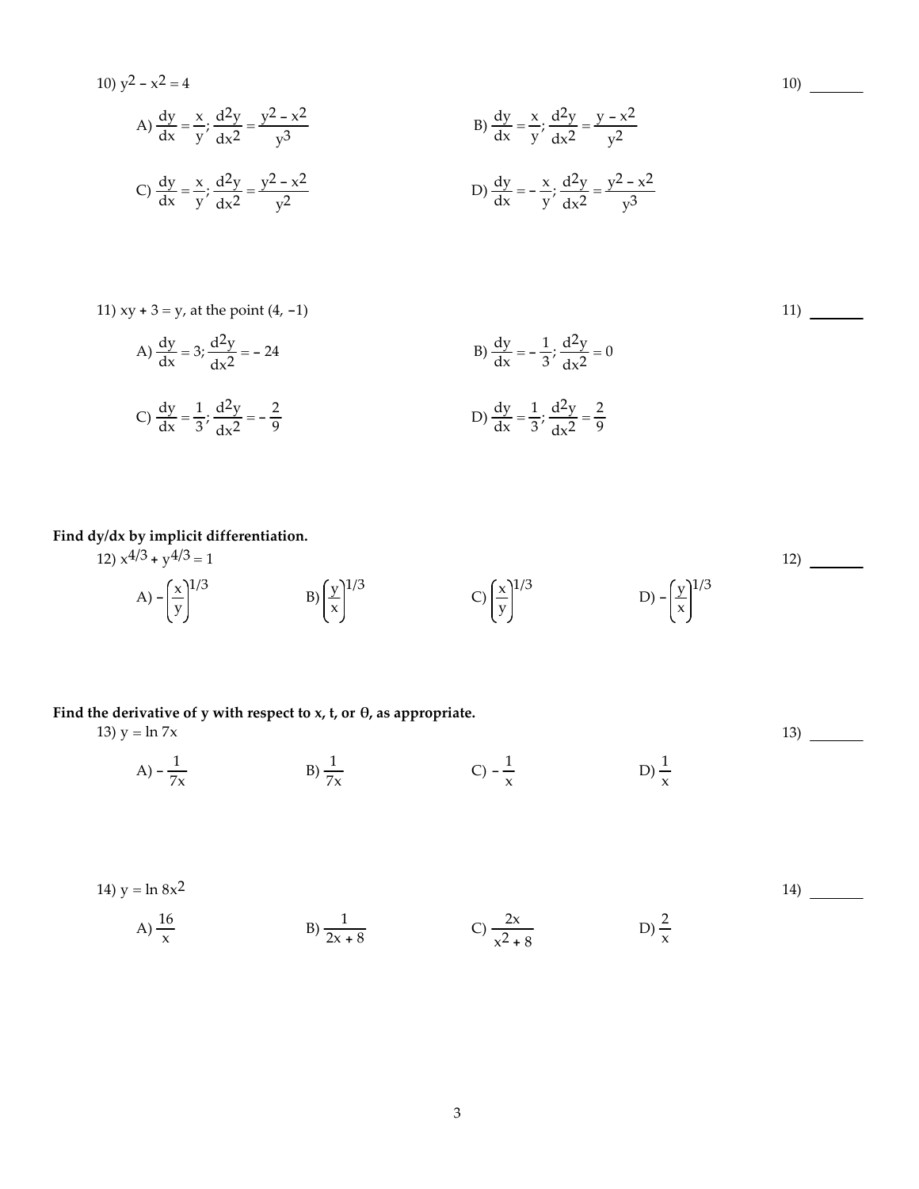10) $y^2 - x^2 = 4$ 10) ________

A) $\frac{dy}{dx} = \frac{x}{y}; \frac{d^2y}{dx^2} = \frac{y^2 - x^2}{y^3}$

B) $\frac{dy}{dx} = \frac{x}{y}; \frac{d^2y}{dx^2} = \frac{y - x^2}{y^2}$

C) $\frac{dy}{dx} = \frac{x}{y}; \frac{d^2y}{dx^2} = \frac{y^2 - x^2}{y^2}$

D) $\frac{dy}{dx} = -\frac{x}{y}; \frac{d^2y}{dx^2} = \frac{y^2 - x^2}{y^3}$

11) $xy + 3 = y$, at the point $(4, -1)$ 11) ________

A) $\frac{dy}{dx} = 3; \frac{d^2y}{dx^2} = -24$

B) $\frac{dy}{dx} = -\frac{1}{3}; \frac{d^2y}{dx^2} = 0$

C) $\frac{dy}{dx} = \frac{1}{3}; \frac{d^2y}{dx^2} = -\frac{2}{9}$

D) $\frac{dy}{dx} = \frac{1}{3}; \frac{d^2y}{dx^2} = \frac{2}{9}$

**Find dy/dx by implicit differentiation.**

12) $x^{4/3} + y^{4/3} = 1$ 12) ________

A) $-\left(\frac{x}{y}\right)^{1/3}$ B) $\left(\frac{y}{x}\right)^{1/3}$ C) $\left(\frac{x}{y}\right)^{1/3}$ D) $-\left(\frac{y}{x}\right)^{1/3}$

**Find the derivative of y with respect to x, t, or θ, as appropriate.**

13) $y = \ln 7x$ 13) ________

A) $-\frac{1}{7x}$ B) $\frac{1}{7x}$ C) $-\frac{1}{x}$ D) $\frac{1}{x}$

14) $y = \ln 8x^2$ 14) ________

A) $\frac{16}{x}$ B) $\frac{1}{2x + 8}$ C) $\frac{2x}{x^2 + 8}$ D) $\frac{2}{x}$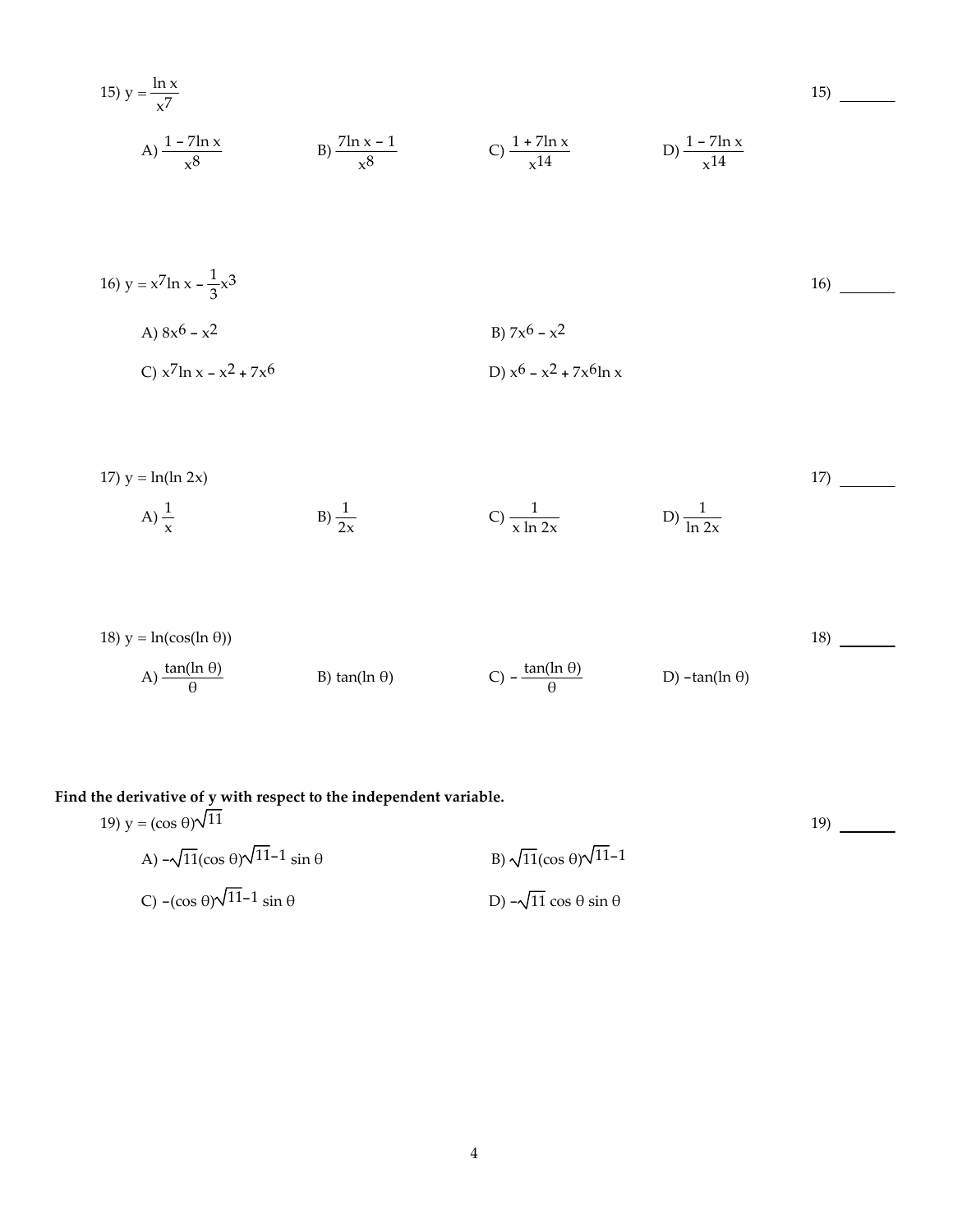15) $y = \dfrac{\ln x}{x^7}$ 15) ________

A) $\dfrac{1 - 7\ln x}{x^8}$ B) $\dfrac{7\ln x - 1}{x^8}$ C) $\dfrac{1 + 7\ln x}{x^{14}}$ D) $\dfrac{1 - 7\ln x}{x^{14}}$

16) $y = x^7 \ln x - \dfrac{1}{3}x^3$ 16) ________

A) $8x^6 - x^2$

B) $7x^6 - x^2$

C) $x^7 \ln x - x^2 + 7x^6$

D) $x^6 - x^2 + 7x^6 \ln x$

17) $y = \ln(\ln 2x)$ 17) ________

A) $\dfrac{1}{x}$ B) $\dfrac{1}{2x}$ C) $\dfrac{1}{x \ln 2x}$ D) $\dfrac{1}{\ln 2x}$

18) $y = \ln(\cos(\ln \theta))$ 18) ________

A) $\dfrac{\tan(\ln \theta)}{\theta}$ B) $\tan(\ln \theta)$ C) $-\dfrac{\tan(\ln \theta)}{\theta}$ D) $-\tan(\ln \theta)$

**Find the derivative of y with respect to the independent variable.**

19) $y = (\cos \theta)^{\sqrt{11}}$ 19) ________

A) $-\sqrt{11}(\cos \theta)^{\sqrt{11}-1} \sin \theta$

B) $\sqrt{11}(\cos \theta)^{\sqrt{11}-1}$

C) $-(\cos \theta)^{\sqrt{11}-1} \sin \theta$

D) $-\sqrt{11} \cos \theta \sin \theta$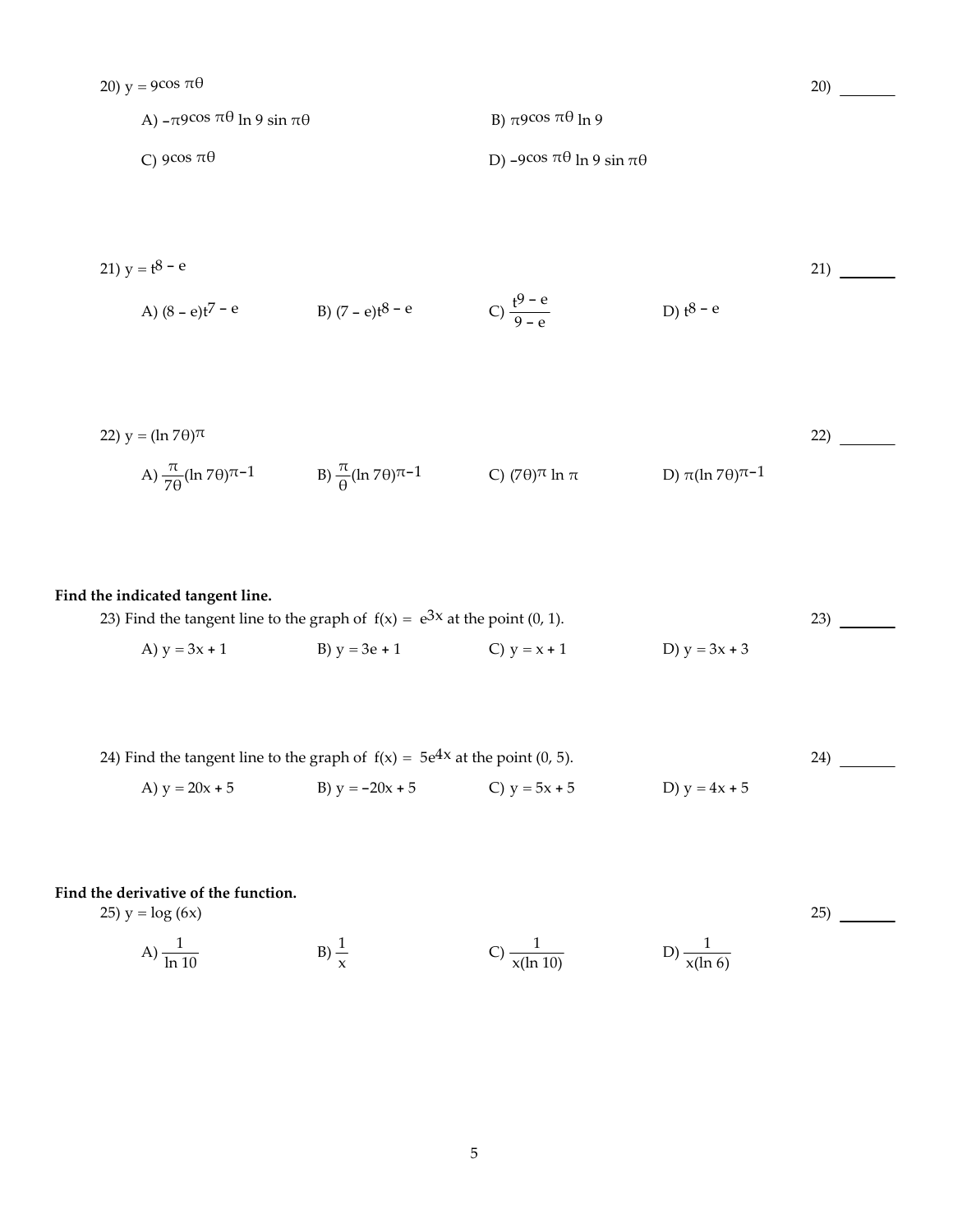20) $y = 9^{\cos \pi\theta}$ 20) ________

A) $-\pi 9^{\cos \pi\theta} \ln 9 \sin \pi\theta$

B) $\pi 9^{\cos \pi\theta} \ln 9$

C) $9^{\cos \pi\theta}$

D) $-9^{\cos \pi\theta} \ln 9 \sin \pi\theta$

21) $y = t^{8 - e}$ 21) ________

A) $(8 - e)t^{7 - e}$

B) $(7 - e)t^{8 - e}$

C) $\dfrac{t^{9 - e}}{9 - e}$

D) $t^{8 - e}$

22) $y = (\ln 7\theta)^{\pi}$ 22) ________

A) $\dfrac{\pi}{7\theta}(\ln 7\theta)^{\pi - 1}$

B) $\dfrac{\pi}{\theta}(\ln 7\theta)^{\pi - 1}$

C) $(7\theta)^{\pi} \ln \pi$

D) $\pi(\ln 7\theta)^{\pi - 1}$

**Find the indicated tangent line.**

23) Find the tangent line to the graph of $f(x) = e^{3x}$ at the point (0, 1). 23) ________

A) $y = 3x + 1$

B) $y = 3e + 1$

C) $y = x + 1$

D) $y = 3x + 3$

24) Find the tangent line to the graph of $f(x) = 5e^{4x}$ at the point (0, 5). 24) ________

A) $y = 20x + 5$

B) $y = -20x + 5$

C) $y = 5x + 5$

D) $y = 4x + 5$

**Find the derivative of the function.**

25) $y = \log (6x)$ 25) ________

A) $\dfrac{1}{\ln 10}$

B) $\dfrac{1}{x}$

C) $\dfrac{1}{x(\ln 10)}$

D) $\dfrac{1}{x(\ln 6)}$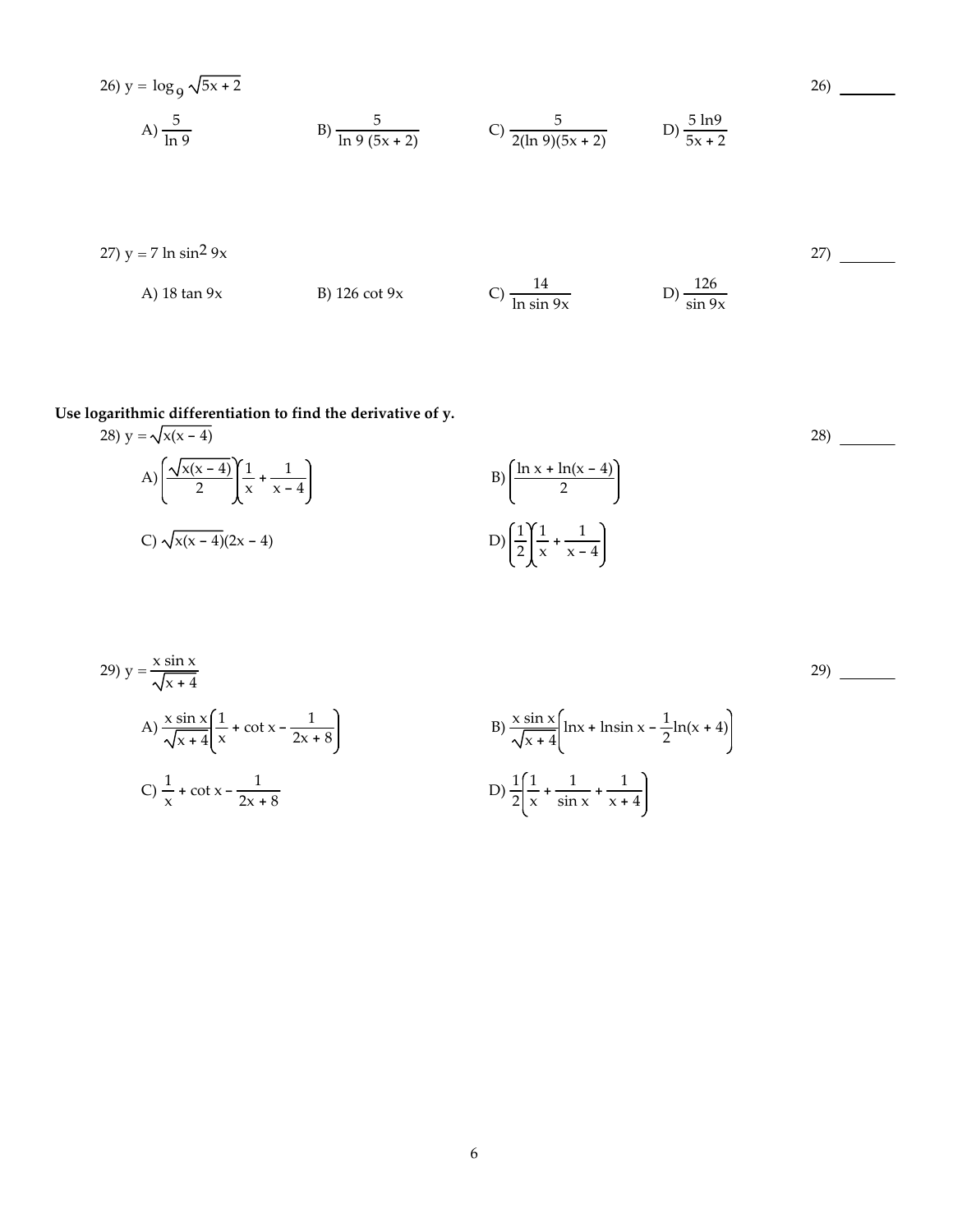26) $y = \log_9 \sqrt{5x + 2}$ 26) _______

A) $\dfrac{5}{\ln 9}$ B) $\dfrac{5}{\ln 9\,(5x + 2)}$ C) $\dfrac{5}{2(\ln 9)(5x + 2)}$ D) $\dfrac{5 \ln 9}{5x + 2}$

27) $y = 7 \ln \sin^2 9x$ 27) _______

A) $18 \tan 9x$ B) $126 \cot 9x$ C) $\dfrac{14}{\ln \sin 9x}$ D) $\dfrac{126}{\sin 9x}$

**Use logarithmic differentiation to find the derivative of y.**

28) $y = \sqrt{x(x - 4)}$ 28) _______

A) $\left(\dfrac{\sqrt{x(x - 4)}}{2}\right)\left(\dfrac{1}{x} + \dfrac{1}{x - 4}\right)$ B) $\left(\dfrac{\ln x + \ln(x - 4)}{2}\right)$

C) $\sqrt{x(x - 4)}(2x - 4)$ D) $\left(\dfrac{1}{2}\right)\left(\dfrac{1}{x} + \dfrac{1}{x - 4}\right)$

29) $y = \dfrac{x \sin x}{\sqrt{x + 4}}$ 29) _______

A) $\dfrac{x \sin x}{\sqrt{x + 4}}\left(\dfrac{1}{x} + \cot x - \dfrac{1}{2x + 8}\right)$ B) $\dfrac{x \sin x}{\sqrt{x + 4}}\left(\ln x + \ln \sin x - \dfrac{1}{2}\ln(x + 4)\right)$

C) $\dfrac{1}{x} + \cot x - \dfrac{1}{2x + 8}$ D) $\dfrac{1}{2}\left(\dfrac{1}{x} + \dfrac{1}{\sin x} + \dfrac{1}{x + 4}\right)$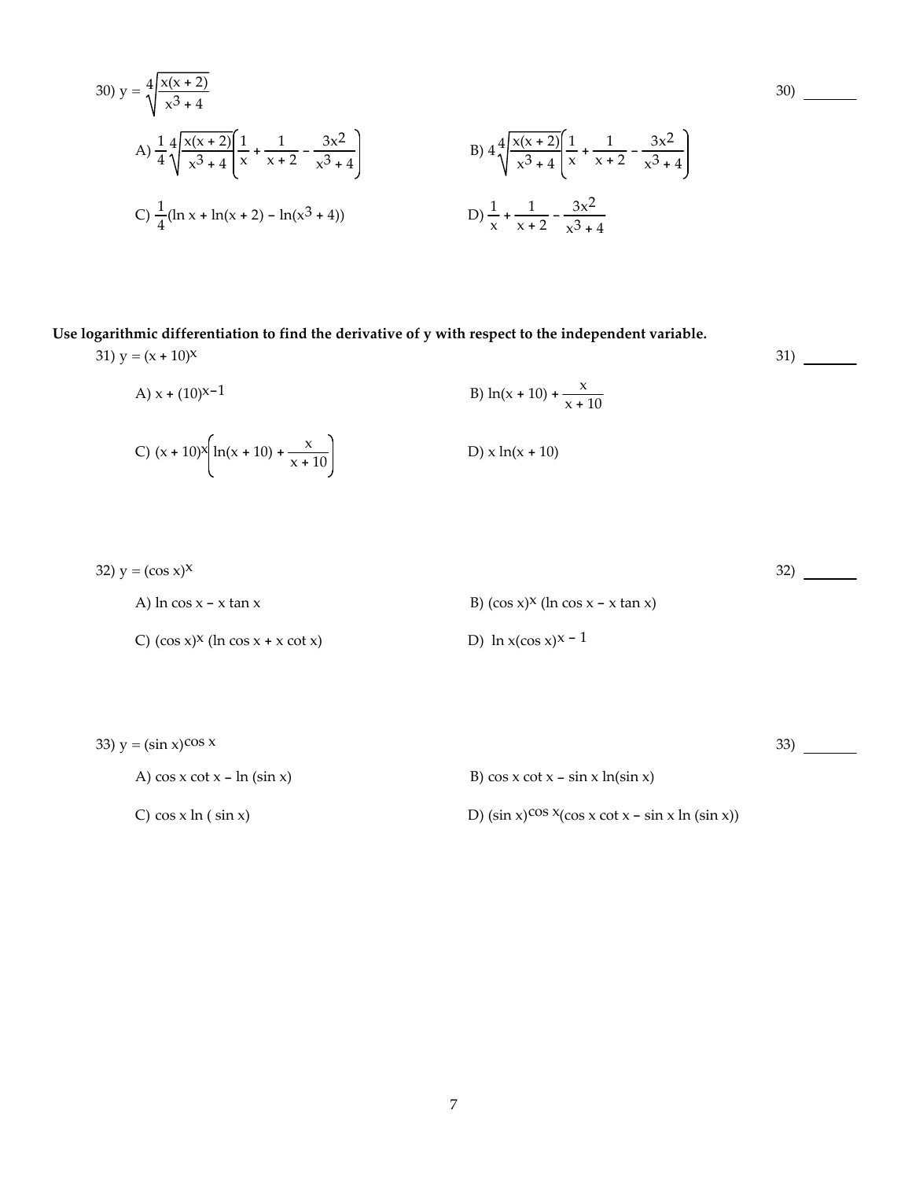30) $y = \sqrt[4]{\dfrac{x(x + 2)}{x^3 + 4}}$ 30) _______

A) $\dfrac{1}{4}\sqrt[4]{\dfrac{x(x + 2)}{x^3 + 4}}\left(\dfrac{1}{x} + \dfrac{1}{x + 2} - \dfrac{3x^2}{x^3 + 4}\right)$

B) $4\sqrt[4]{\dfrac{x(x + 2)}{x^3 + 4}}\left(\dfrac{1}{x} + \dfrac{1}{x + 2} - \dfrac{3x^2}{x^3 + 4}\right)$

C) $\dfrac{1}{4}(\ln x + \ln(x + 2) - \ln(x^3 + 4))$

D) $\dfrac{1}{x} + \dfrac{1}{x + 2} - \dfrac{3x^2}{x^3 + 4}$

**Use logarithmic differentiation to find the derivative of y with respect to the independent variable.**

31) $y = (x + 10)^x$ 31) _______

A) $x + (10)^{x-1}$

B) $\ln(x + 10) + \dfrac{x}{x + 10}$

C) $(x + 10)^x\left(\ln(x + 10) + \dfrac{x}{x + 10}\right)$

D) $x \ln(x + 10)$

32) $y = (\cos x)^x$ 32) _______

A) $\ln \cos x - x \tan x$

B) $(\cos x)^x (\ln \cos x - x \tan x)$

C) $(\cos x)^x (\ln \cos x + x \cot x)$

D) $\ln x(\cos x)^{x - 1}$

33) $y = (\sin x)^{\cos x}$ 33) _______

A) $\cos x \cot x - \ln (\sin x)$

B) $\cos x \cot x - \sin x \ln(\sin x)$

C) $\cos x \ln ( \sin x)$

D) $(\sin x)^{\cos x}(\cos x \cot x - \sin x \ln (\sin x))$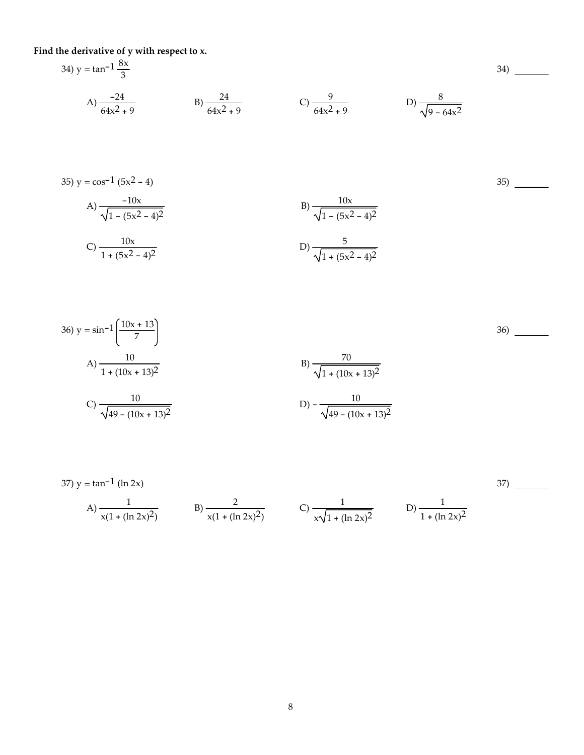**Find the derivative of y with respect to x.**

34) $y = \tan^{-1} \frac{8x}{3}$ 34) _______

A) $\frac{-24}{64x^2 + 9}$ B) $\frac{24}{64x^2 + 9}$ C) $\frac{9}{64x^2 + 9}$ D) $\frac{8}{\sqrt{9 - 64x^2}}$

35) $y = \cos^{-1} (5x^2 - 4)$ 35) _______

A) $\frac{-10x}{\sqrt{1 - (5x^2 - 4)^2}}$

B) $\frac{10x}{\sqrt{1 - (5x^2 - 4)^2}}$

C) $\frac{10x}{1 + (5x^2 - 4)^2}$

D) $\frac{5}{\sqrt{1 + (5x^2 - 4)^2}}$

36) $y = \sin^{-1}\left(\frac{10x + 13}{7}\right)$ 36) _______

A) $\frac{10}{1 + (10x + 13)^2}$

B) $\frac{70}{\sqrt{1 + (10x + 13)^2}}$

C) $\frac{10}{\sqrt{49 - (10x + 13)^2}}$

D) $-\frac{10}{\sqrt{49 - (10x + 13)^2}}$

37) $y = \tan^{-1} (\ln 2x)$ 37) _______

A) $\frac{1}{x(1 + (\ln 2x)^2)}$ B) $\frac{2}{x(1 + (\ln 2x)^2)}$ C) $\frac{1}{x\sqrt{1 + (\ln 2x)^2}}$ D) $\frac{1}{1 + (\ln 2x)^2}$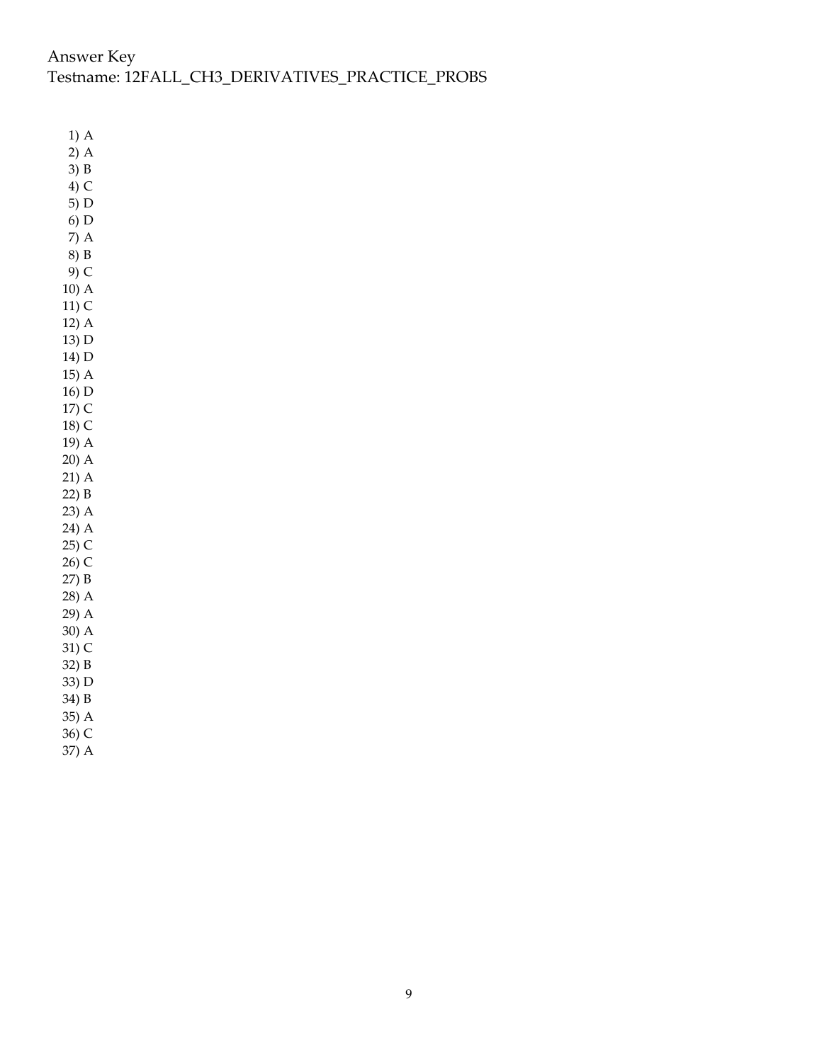Answer Key
Testname: 12FALL_CH3_DERIVATIVES_PRACTICE_PROBS

1) A
2) A
3) B
4) C
5) D
6) D
7) A
8) B
9) C
10) A
11) C
12) A
13) D
14) D
15) A
16) D
17) C
18) C
19) A
20) A
21) A
22) B
23) A
24) A
25) C
26) C
27) B
28) A
29) A
30) A
31) C
32) B
33) D
34) B
35) A
36) C
37) A